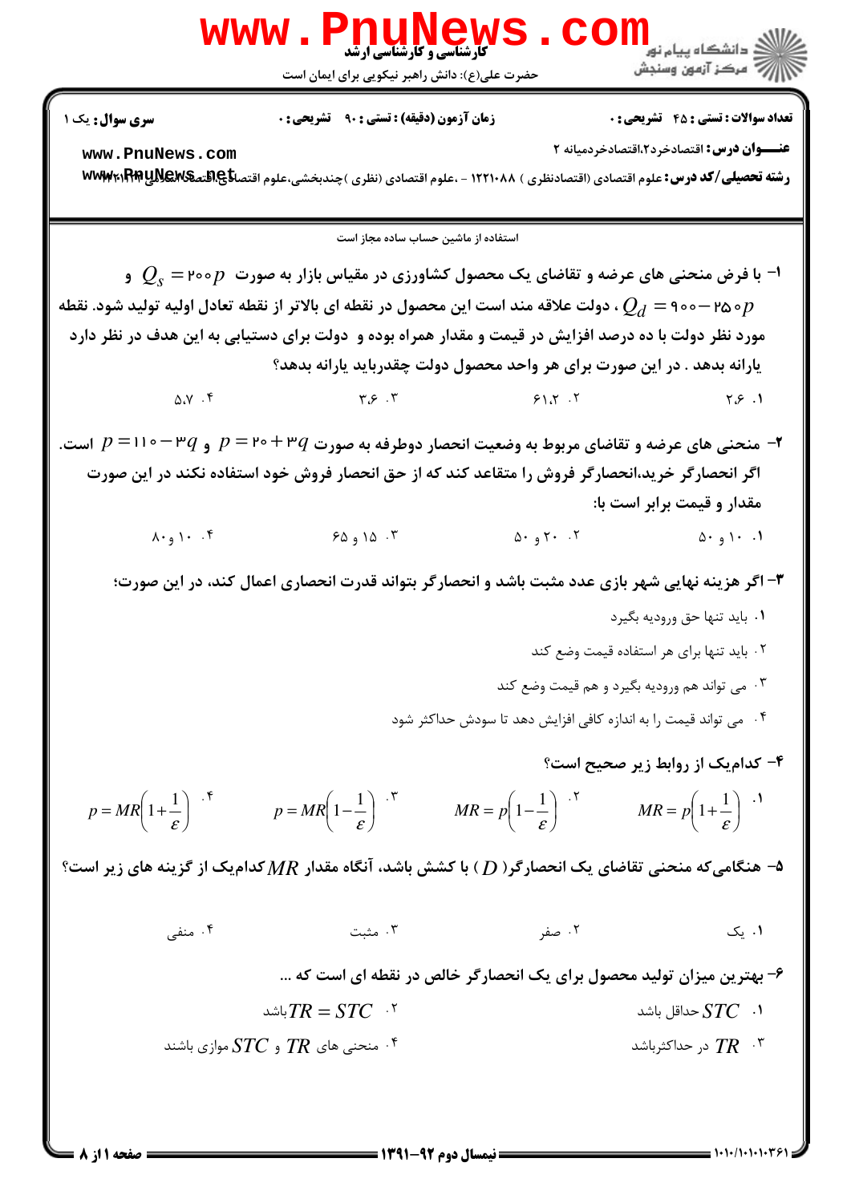کارشناسی و کارشناسی ارشد

حضرت علی(ع): دانش راهبر نیکویی برای ایمان است

دانشگاه پیام نور
مرکز آزمون وسنجش

**سری سوال:** یک ۱ | **زمان آزمون (دقیقه) : تستی : ۹۰ تشریحی : ۰** | **تعداد سوالات : تستی : ۴۵ تشریحی : ۰**

**عنـــوان درس:** اقتصادخرد۲،اقتصادخردمیانه ۲

**رشته تحصیلی/کد درس:** علوم اقتصادی (اقتصادنظری ) ۱۲۲۱۰۸۸ - ،علوم اقتصادی (نظری )چندبخشی،علوم اقتصادی (اقتصاد اسلامی) ۱۲۲۱۳۳۴

استفاده از ماشین حساب ساده مجاز است

۱- با فرض منحنی های عرضه و تقاضای یک محصول کشاورزی در مقیاس بازار به صورت $Q_s = 200p$ و $Q_d = 900 - 250p$ ، دولت علاقه مند است این محصول در نقطه ای بالاتر از نقطه تعادل اولیه تولید شود. نقطه مورد نظر دولت با ده درصد افزایش در قیمت و مقدار همراه بوده و دولت برای دستیابی به این هدف در نظر دارد یارانه بدهد . در این صورت برای هر واحد محصول دولت چقدرباید یارانه بدهد؟

۱. ۲.۶ &nbsp;&nbsp; ۲. ۶۱.۲ &nbsp;&nbsp; ۳. ۳.۶ &nbsp;&nbsp; ۴. ۵.۷

۲- منحنی های عرضه و تقاضای مربوط به وضعیت انحصار دوطرفه به صورت $p = 20 + 3q$ و $p = 110 - 3q$ است. اگر انحصارگر خرید،انحصارگر فروش را متقاعد کند که از حق انحصار فروش خود استفاده نکند در این صورت مقدار و قیمت برابر است با:

۱. ۱۰ و ۵۰ &nbsp;&nbsp; ۲. ۲۰ و ۵۰ &nbsp;&nbsp; ۳. ۱۵ و ۶۵ &nbsp;&nbsp; ۴. ۱۰ و ۸۰

۳- اگر هزینه نهایی شهر بازی عدد مثبت باشد و انحصارگر بتواند قدرت انحصاری اعمال کند، در این صورت؛

۱. باید تنها حق ورودیه بگیرد

۲. باید تنها برای هر استفاده قیمت وضع کند

۳. می تواند هم ورودیه بگیرد و هم قیمت وضع کند

۴. می تواند قیمت را به اندازه کافی افزایش دهد تا سودش حداکثر شود

۴- کدام‌یک از روابط زیر صحیح است؟

۱. $MR = p\left(1+\frac{1}{\varepsilon}\right)$ &nbsp;&nbsp; ۲. $MR = p\left(1-\frac{1}{\varepsilon}\right)$ &nbsp;&nbsp; ۳. $p = MR\left(1-\frac{1}{\varepsilon}\right)$ &nbsp;&nbsp; ۴. $p = MR\left(1+\frac{1}{\varepsilon}\right)$

۵- هنگامی‌که منحنی تقاضای یک انحصارگر( $D$ ) با کشش باشد، آنگاه مقدار $MR$ کدام‌یک از گزینه های زیر است؟

۱. یک &nbsp;&nbsp; ۲. صفر &nbsp;&nbsp; ۳. مثبت &nbsp;&nbsp; ۴. منفی

۶- بهترین میزان تولید محصول برای یک انحصارگر خالص در نقطه ای است که ...

۱. $STC$ حداقل باشد

۲. $TR = STC$ باشد

۳. $TR$ در حداکثرباشد

۴. منحنی های $TR$ و $STC$ موازی باشند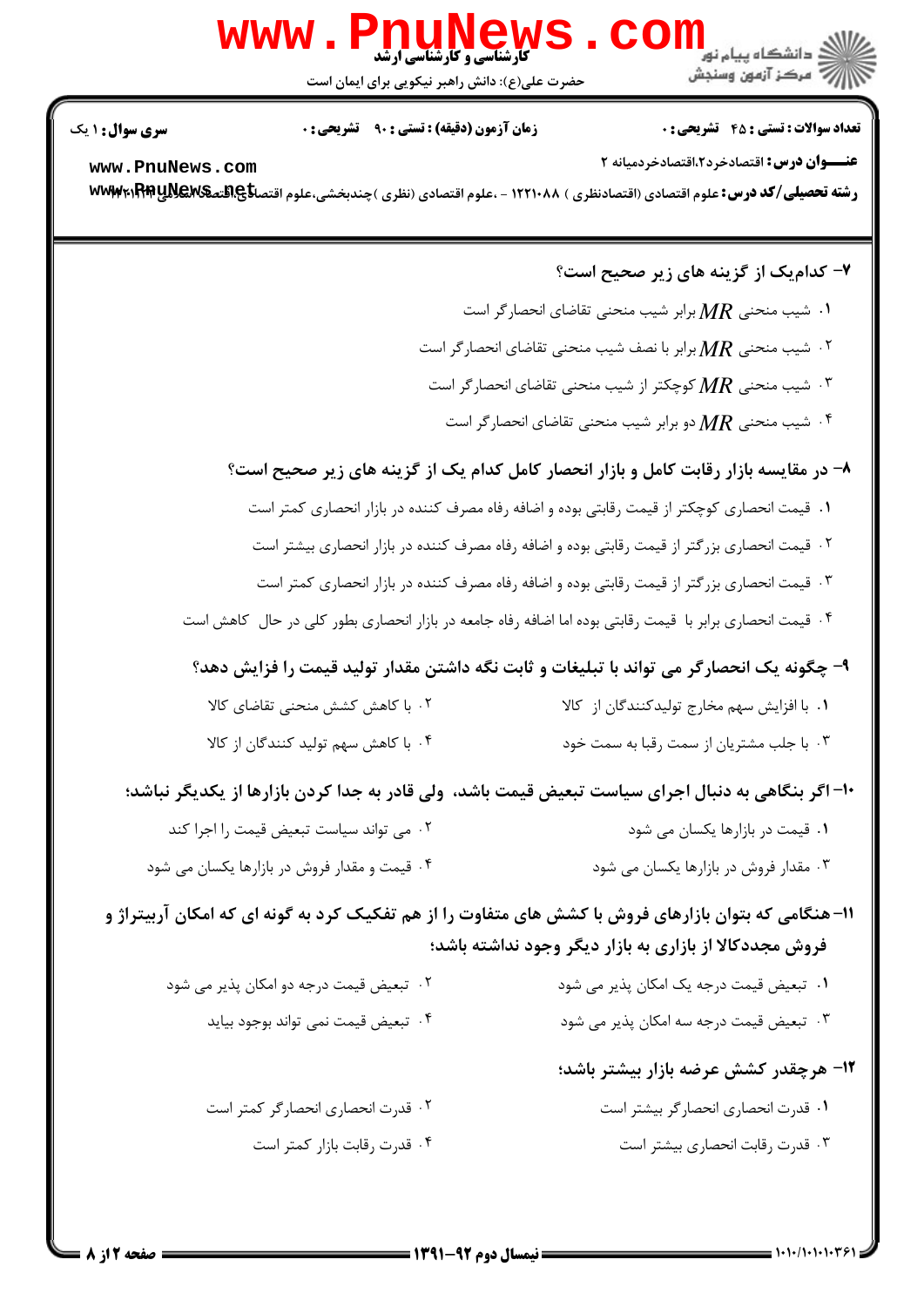**۷- کدام‌یک از گزینه های زیر صحیح است؟**

۱. شیب منحنی $MR$ برابر شیب منحنی تقاضای انحصارگر است

۲. شیب منحنی $MR$ برابر با نصف شیب منحنی تقاضای انحصارگر است

۳. شیب منحنی $MR$ کوچکتر از شیب منحنی تقاضای انحصارگر است

۴. شیب منحنی $MR$ دو برابر شیب منحنی تقاضای انحصارگر است

**۸- در مقایسه بازار رقابت کامل و بازار انحصار کامل کدام یک از گزینه های زیر صحیح است؟**

۱. قیمت انحصاری کوچکتر از قیمت رقابتی بوده و اضافه رفاه مصرف کننده در بازار انحصاری کمتر است

۲. قیمت انحصاری بزرگتر از قیمت رقابتی بوده و اضافه رفاه مصرف کننده در بازار انحصاری بیشتر است

۳. قیمت انحصاری بزرگتر از قیمت رقابتی بوده و اضافه رفاه مصرف کننده در بازار انحصاری کمتر است

۴. قیمت انحصاری برابر با قیمت رقابتی بوده اما اضافه رفاه جامعه در بازار انحصاری بطور کلی در حال کاهش است

**۹- چگونه یک انحصارگر می تواند با تبلیغات و ثابت نگه داشتن مقدار تولید قیمت را فزایش دهد؟**

۱. با افزایش سهم مخارج تولیدکنندگان از کالا

۲. با کاهش کشش منحنی تقاضای کالا

۳. با جلب مشتریان از سمت رقبا به سمت خود

۴. با کاهش سهم تولید کنندگان از کالا

**۱۰- اگر بنگاهی به دنبال اجرای سیاست تبعیض قیمت باشد، ولی قادر به جدا کردن بازارها از یکدیگر نباشد؛**

۱. قیمت در بازارها یکسان می شود

۲. می تواند سیاست تبعیض قیمت را اجرا کند

۳. مقدار فروش در بازارها یکسان می شود

۴. قیمت و مقدار فروش در بازارها یکسان می شود

**۱۱- هنگامی که بتوان بازارهای فروش با کشش های متفاوت را از هم تفکیک کرد به گونه ای که امکان آربیتراژ و فروش مجددکالا از بازاری به بازار دیگر وجود نداشته باشد؛**

۱. تبعیض قیمت درجه یک امکان پذیر می شود

۲. تبعیض قیمت درجه دو امکان پذیر می شود

۳. تبعیض قیمت درجه سه امکان پذیر می شود

۴. تبعیض قیمت نمی تواند بوجود بیاید

**۱۲- هرچقدر کشش عرضه بازار بیشتر باشد؛**

۱. قدرت انحصاری انحصارگر بیشتر است

۲. قدرت انحصاری انحصارگر کمتر است

۳. قدرت رقابت انحصاری بیشتر است

۴. قدرت رقابت بازار کمتر است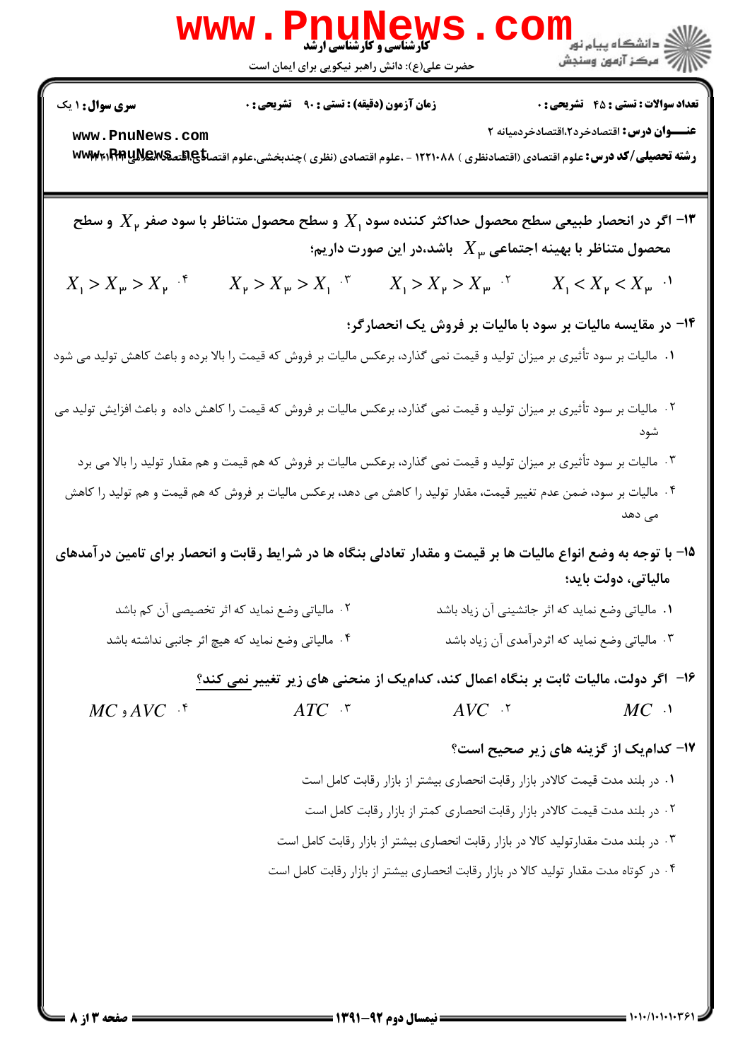۱۳- اگر در انحصار طبیعی سطح محصول حداکثر کننده سود $X_1$ و سطح محصول متناظر با سود صفر $X_2$ و سطح محصول متناظر با بهینه اجتماعی $X_3$ باشد،در این صورت داریم؛

۱. $X_1 < X_2 < X_3$

۲. $X_1 > X_2 > X_3$

۳. $X_2 > X_3 > X_1$

۴. $X_1 > X_3 > X_2$

۱۴- در مقایسه مالیات بر سود با مالیات بر فروش یک انحصارگر؛

۱. مالیات بر سود تأثیری بر میزان تولید و قیمت نمی گذارد، برعکس مالیات بر فروش که قیمت را بالا برده و باعث کاهش تولید می شود

۲. مالیات بر سود تأثیری بر میزان تولید و قیمت نمی گذارد، برعکس مالیات بر فروش که قیمت را کاهش داده و باعث افزایش تولید می شود

۳. مالیات بر سود تأثیری بر میزان تولید و قیمت نمی گذارد، برعکس مالیات بر فروش که هم قیمت و هم مقدار تولید را بالا می برد

۴. مالیات بر سود، ضمن عدم تغییر قیمت، مقدار تولید را کاهش می دهد، برعکس مالیات بر فروش که هم قیمت و هم تولید را کاهش می دهد

۱۵- با توجه به وضع انواع مالیات ها بر قیمت و مقدار تعادلی بنگاه ها در شرایط رقابت و انحصار برای تامین درآمدهای مالیاتی، دولت باید؛

۱. مالیاتی وضع نماید که اثر جانشینی آن زیاد باشد

۲. مالیاتی وضع نماید که اثر تخصیصی آن کم باشد

۳. مالیاتی وضع نماید که اثردرآمدی آن زیاد باشد

۴. مالیاتی وضع نماید که هیچ اثر جانبی نداشته باشد

۱۶- اگر دولت، مالیات ثابت بر بنگاه اعمال کند، کدام‌یک از منحنی های زیر تغییر نمی کند؟

۱. $MC$

۲. $AVC$

۳. $ATC$

۴. $MC$ و $AVC$

۱۷- کدام‌یک از گزینه های زیر صحیح است؟

۱. در بلند مدت قیمت کالادر بازار رقابت انحصاری بیشتر از بازار رقابت کامل است

۲. در بلند مدت قیمت کالادر بازار رقابت انحصاری کمتر از بازار رقابت کامل است

۳. در بلند مدت مقدارتولید کالا در بازار رقابت انحصاری بیشتر از بازار رقابت کامل است

۴. در کوتاه مدت مقدار تولید کالا در بازار رقابت انحصاری بیشتر از بازار رقابت کامل است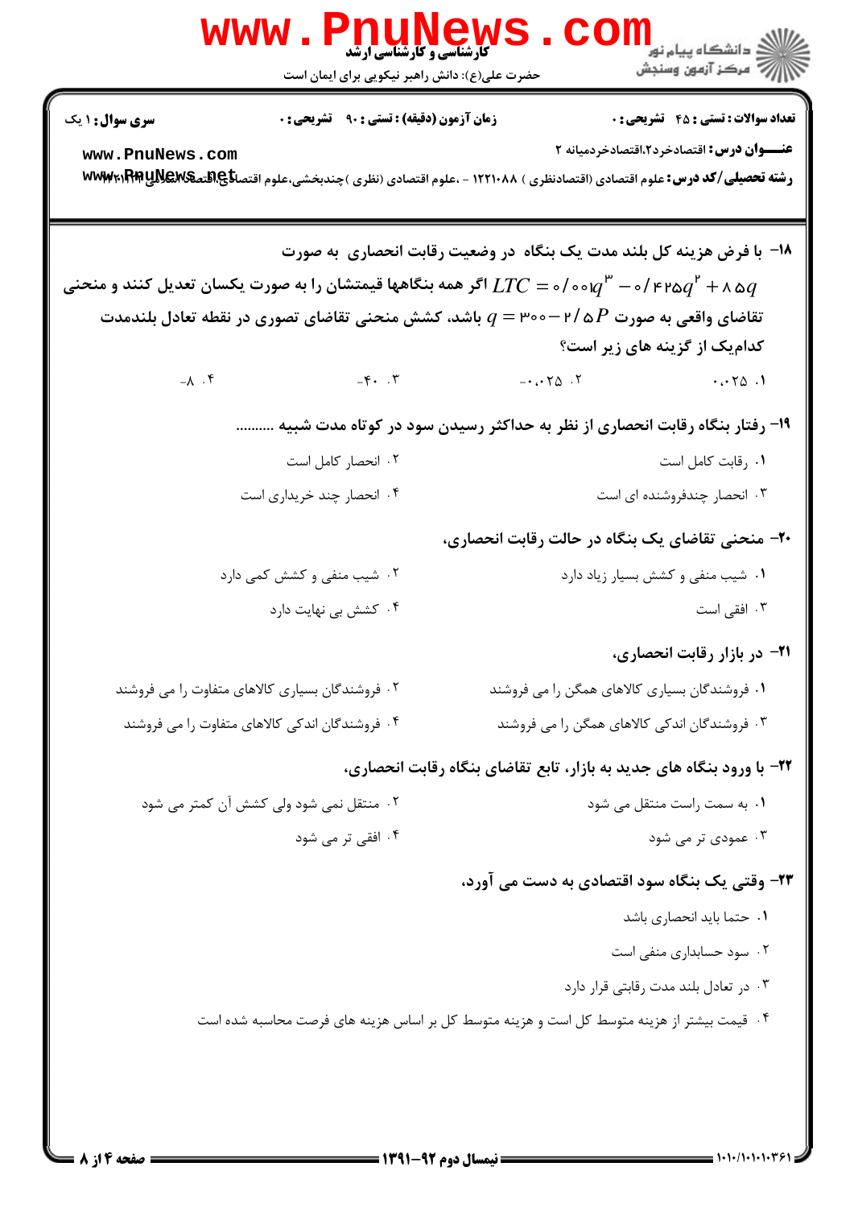**سری سوال:** ۱ یک　　**زمان آزمون (دقیقه) : تستی :** ۹۰　**تشریحی :** ۰　　**تعداد سوالات : تستی :** ۴۵　**تشریحی :** ۰

**عنـــوان درس:** اقتصادخرد۲،اقتصادخردمیانه ۲

**رشته تحصیلی/کد درس:** علوم اقتصادی (اقتصادنظری ) ۱۲۲۱۰۸۸ - ،علوم اقتصادی (نظری )چندبخشی،علوم اقتصادی،اقتصاد اسلامی ۱۲۲۱۰۸۸

---

**۱۸-** با فرض هزینه کل بلند مدت یک بنگاه در وضعیت رقابت انحصاری به صورت $LTC = 0/001q^3 - 0/425q^2 + 85q$ اگر همه بنگاهها قیمتشان را به صورت یکسان تعدیل کنند و منحنی تقاضای واقعی به صورت $q = 300 - 2/5P$ باشد، کشش منحنی تقاضای تصوری در نقطه تعادل بلندمدت کدام‌یک از گزینه های زیر است؟

۱. ۰/۰۲۵　　۲. ۰/۰۲۵-　　۳. ۴۰-　　۴. ۸-

**۱۹-** رفتار بنگاه رقابت انحصاری از نظر به حداکثر رسیدن سود در کوتاه مدت شبیه ..........

۱. رقابت کامل است
۲. انحصار کامل است
۳. انحصار چندفروشنده ای است
۴. انحصار چند خریداری است

**۲۰-** منحنی تقاضای یک بنگاه در حالت رقابت انحصاری،

۱. شیب منفی و کشش بسیار زیاد دارد
۲. شیب منفی و کشش کمی دارد
۳. افقی است
۴. کشش بی نهایت دارد

**۲۱-** در بازار رقابت انحصاری،

۱. فروشندگان بسیاری کالاهای همگن را می فروشند
۲. فروشندگان بسیاری کالاهای متفاوت را می فروشند
۳. فروشندگان اندکی کالاهای همگن را می فروشند
۴. فروشندگان اندکی کالاهای متفاوت را می فروشند

**۲۲-** با ورود بنگاه های جدید به بازار، تابع تقاضای بنگاه رقابت انحصاری،

۱. به سمت راست منتقل می شود
۲. منتقل نمی شود ولی کشش آن کمتر می شود
۳. عمودی تر می شود
۴. افقی تر می شود

**۲۳-** وقتی یک بنگاه سود اقتصادی به دست می آورد،

۱. حتما باید انحصاری باشد
۲. سود حسابداری منفی است
۳. در تعادل بلند مدت رقابتی قرار دارد
۴. قیمت بیشتر از هزینه متوسط کل است و هزینه متوسط کل بر اساس هزینه های فرصت محاسبه شده است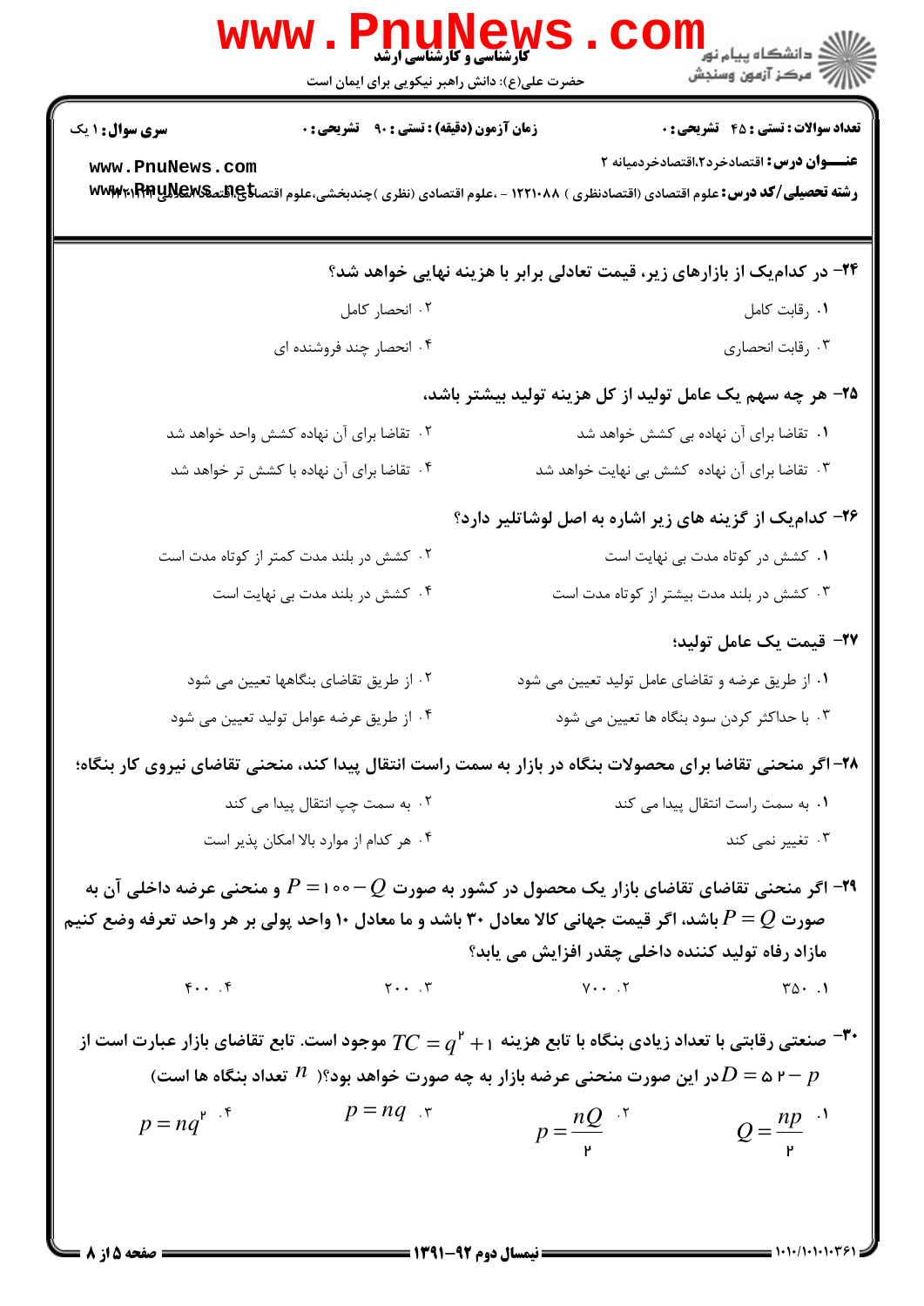**تعداد سوالات : تستی : ۴۵ تشریحی : ۰** — **زمان آزمون (دقیقه) : تستی : ۹۰ تشریحی : ۰** — **سری سوال : ۱ یک**

**عنـــوان درس :** اقتصادخرد۲،اقتصادخردمیانه ۲

**رشته تحصیلی/کد درس :** علوم اقتصادی (اقتصادنظری ) ۱۲۲۱۰۸۸ - ،علوم اقتصادی (نظری )چندبخشی،علوم اقتصادی،اقتصاد اسلامی ۱۲۲۱۲۱۳

**۲۴- در کدام‌یک از بازارهای زیر، قیمت تعادلی برابر با هزینه نهایی خواهد شد؟**

۱. رقابت کامل

۲. انحصار کامل

۳. رقابت انحصاری

۴. انحصار چند فروشنده ای

**۲۵- هر چه سهم یک عامل تولید از کل هزینه تولید بیشتر باشد،**

۱. تقاضا برای آن نهاده بی کشش خواهد شد

۲. تقاضا برای آن نهاده کشش واحد خواهد شد

۳. تقاضا برای آن نهاده کشش بی نهایت خواهد شد

۴. تقاضا برای آن نهاده با کشش تر خواهد شد

**۲۶- کدام‌یک از گزینه های زیر اشاره به اصل لوشاتلیر دارد؟**

۱. کشش در کوتاه مدت بی نهایت است

۲. کشش در بلند مدت کمتر از کوتاه مدت است

۳. کشش در بلند مدت بیشتر از کوتاه مدت است

۴. کشش در بلند مدت بی نهایت است

**۲۷- قیمت یک عامل تولید؛**

۱. از طریق عرضه و تقاضای عامل تولید تعیین می شود

۲. از طریق تقاضای بنگاهها تعیین می شود

۳. با حداکثر کردن سود بنگاه ها تعیین می شود

۴. از طریق عرضه عوامل تولید تعیین می شود

**۲۸- اگر منحنی تقاضا برای محصولات بنگاه در بازار به سمت راست انتقال پیدا کند، منحنی تقاضای نیروی کار بنگاه؛**

۱. به سمت راست انتقال پیدا می کند

۲. به سمت چپ انتقال پیدا می کند

۳. تغییر نمی کند

۴. هر کدام از موارد بالا امکان پذیر است

**۲۹- اگر منحنی تقاضای بازار یک محصول در کشور به صورت $P = 100 - Q$ و منحنی عرضه داخلی آن به صورت $P = Q$ باشد، اگر قیمت جهانی کالا معادل ۳۰ باشد و ما معادل ۱۰ واحد پولی بر هر واحد تعرفه وضع کنیم مازاد رفاه تولید کننده داخلی چقدر افزایش می یابد؟**

۱. ۳۵۰

۲. ۷۰۰

۳. ۲۰۰

۴. ۴۰۰

**۳۰- صنعتی رقابتی با تعداد زیادی بنگاه با تابع هزینه $TC = q^2 + 1$ موجود است. تابع تقاضای بازار عبارت است از $D = 52 - p$ در این صورت منحنی عرضه بازار به چه صورت خواهد بود؟( $n$ تعداد بنگاه ها است)**

۱. $Q = \frac{np}{2}$

۲. $p = \frac{nQ}{2}$

۳. $p = nq$

۴. $p = nq^2$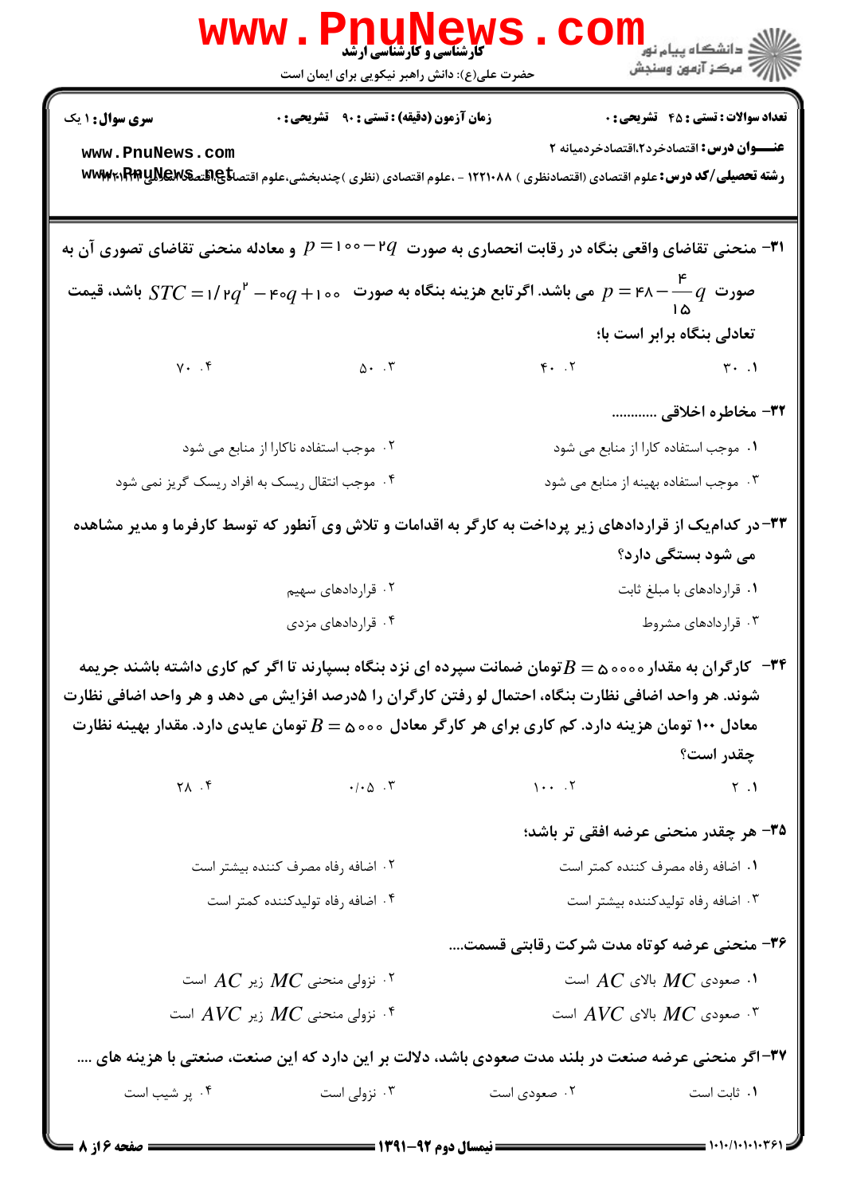**سری سوال:** ۱ یک

**زمان آزمون (دقیقه) : تستی :** ۹۰ **تشریحی :** ۰

**تعداد سوالات : تستی :** ۴۵ **تشریحی :** ۰

**عنـــوان درس:** اقتصادخرد۲،اقتصادخردمیانه ۲

**رشته تحصیلی/کد درس:** علوم اقتصادی (اقتصادنظری ) ۱۲۲۱۰۸۸ - ،علوم اقتصادی (نظری )چندبخشی،علوم اقتصادی،اقتصاد اسلامی ۱۲۲۱۲۲۱

**۳۱-** منحنی تقاضای واقعی بنگاه در رقابت انحصاری به صورت $p = 100 - 2q$ و معادله منحنی تقاضای تصوری آن به صورت $p = 48 - \frac{4}{15}q$ می باشد. اگر تابع هزینه بنگاه به صورت $STC = 1/2q^2 - 40q + 100$ باشد، قیمت تعادلی بنگاه برابر است با؛

۱. ۳۰  ۲. ۴۰  ۳. ۵۰  ۴. ۷۰

**۳۲-** مخاطره اخلاقی ............

۱. موجب استفاده کارا از منابع می شود
۲. موجب استفاده ناکارا از منابع می شود
۳. موجب استفاده بهینه از منابع می شود
۴. موجب انتقال ریسک به افراد ریسک گریز نمی شود

**۳۳-** در کدام‌یک از قراردادهای زیر پرداخت به کارگر به اقدامات و تلاش وی آنطور که توسط کارفرما و مدیر مشاهده می شود بستگی دارد؟

۱. قراردادهای با مبلغ ثابت
۲. قراردادهای سهیم
۳. قراردادهای مشروط
۴. قراردادهای مزدی

**۳۴-** کارگران به مقدار $B = 50000$ تومان ضمانت سپرده ای نزد بنگاه بسپارند تا اگر کم کاری داشته باشند جریمه شوند. هر واحد اضافی نظارت بنگاه، احتمال لو رفتن کارگران را ۵درصد افزایش می دهد و هر واحد اضافی نظارت معادل ۱۰۰ تومان هزینه دارد. کم کاری برای هر کارگر معادل $B = 5000$ تومان عایدی دارد. مقدار بهینه نظارت چقدر است؟

۱. ۲  ۲. ۱۰۰  ۳. ۰/۰۵  ۴. ۲۸

**۳۵-** هر چقدر منحنی عرضه افقی تر باشد؛

۱. اضافه رفاه مصرف کننده کمتر است
۲. اضافه رفاه مصرف کننده بیشتر است
۳. اضافه رفاه تولیدکننده بیشتر است
۴. اضافه رفاه تولیدکننده کمتر است

**۳۶-** منحنی عرضه کوتاه مدت شرکت رقابتی قسمت....

۱. صعودی $MC$ بالای $AC$ است
۲. نزولی منحنی $MC$ زیر $AC$ است
۳. صعودی $MC$ بالای $AVC$ است
۴. نزولی منحنی $MC$ زیر $AVC$ است

**۳۷-** اگر منحنی عرضه صنعت در بلند مدت صعودی باشد، دلالت بر این دارد که این صنعت، صنعتی با هزینه های ....

۱. ثابت است  ۲. صعودی است  ۳. نزولی است  ۴. پر شیب است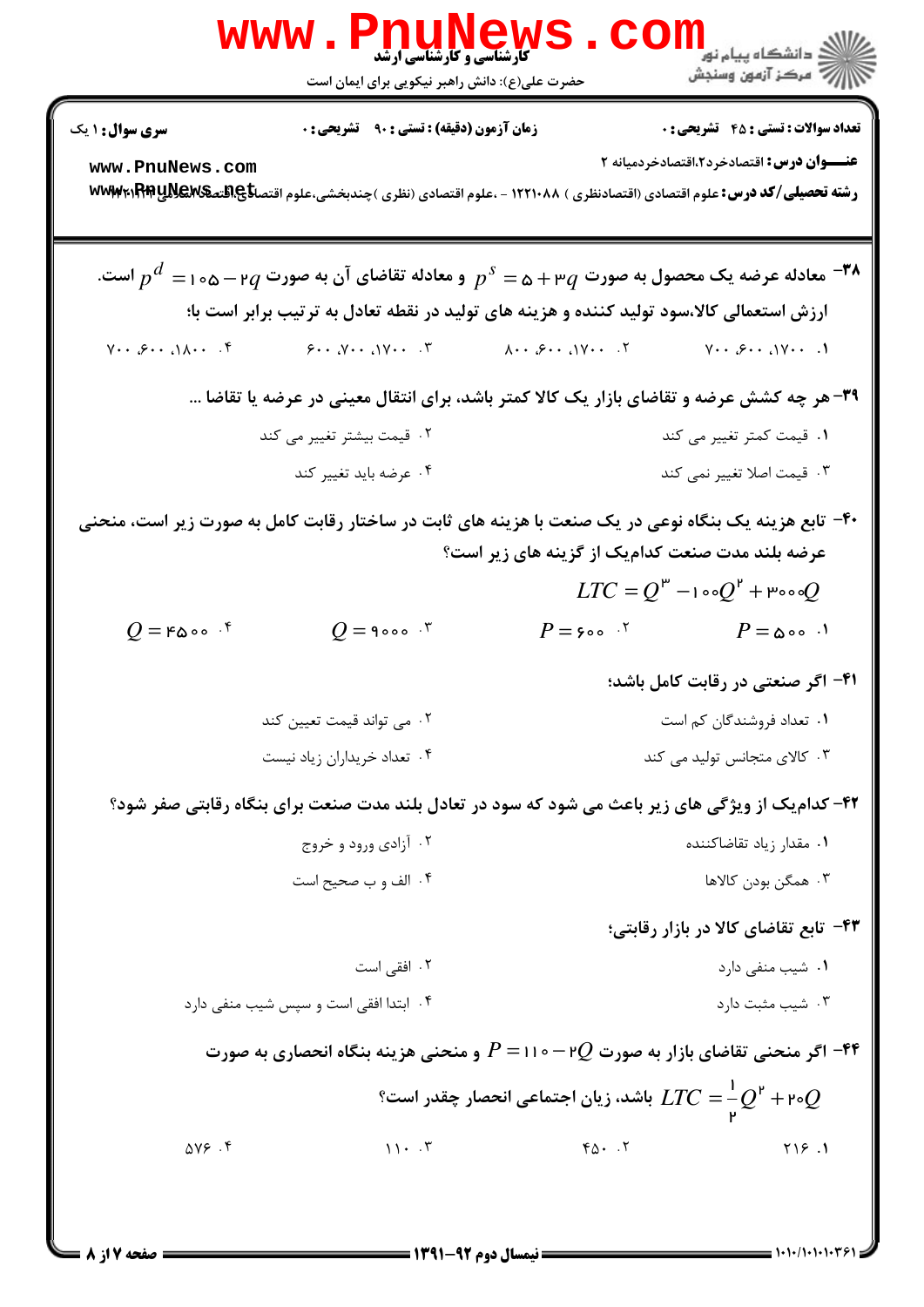**سری سوال:** ۱ یک

**زمان آزمون (دقیقه) : تستی :** ۹۰ **تشریحی :** ۰

**تعداد سوالات : تستی :** ۴۵ **تشریحی :** ۰

**عنـــوان درس:** اقتصادخرد۲،اقتصادخردمیانه ۲

**رشته تحصیلی/کد درس:** علوم اقتصادی (اقتصادنظری ) ۱۲۲۱۰۸۸ - ،علوم اقتصادی (نظری )چندبخشی،علوم اقتصادی،اقتصاد اسلامی ۱۲۲۱۲۷۳

۳۸- معادله عرضه یک محصول به صورت $p^s = ۵ + ۳q$ و معادله تقاضای آن به صورت $p^d = ۱۰۵ - ۲q$ است. ارزش استعمالی کالا،سود تولید کننده و هزینه های تولید در نقطه تعادل به ترتیب برابر است با؛

۱. ۱۷۰۰، ۶۰۰، ۷۰۰

۲. ۱۷۰۰، ۶۰۰، ۸۰۰

۳. ۱۷۰۰، ۷۰۰، ۶۰۰

۴. ۱۸۰۰، ۶۰۰، ۷۰۰

۳۹- هر چه کشش عرضه و تقاضای بازار یک کالا کمتر باشد، برای انتقال معینی در عرضه یا تقاضا ...

۱. قیمت کمتر تغییر می کند

۲. قیمت بیشتر تغییر می کند

۳. قیمت اصلا تغییر نمی کند

۴. عرضه باید تغییر کند

۴۰- تابع هزینه یک بنگاه نوعی در یک صنعت با هزینه های ثابت در ساختار رقابت کامل به صورت زیر است، منحنی عرضه بلند مدت صنعت کدام‌یک از گزینه های زیر است؟

$$LTC = Q^۳ - ۱۰۰Q^۲ + ۳۰۰۰Q$$

۱. $P = ۵۰۰$

۲. $P = ۶۰۰$

۳. $Q = ۹۰۰۰$

۴. $Q = ۴۵۰۰$

۴۱- اگر صنعتی در رقابت کامل باشد؛

۱. تعداد فروشندگان کم است

۲. می تواند قیمت تعیین کند

۳. کالای متجانس تولید می کند

۴. تعداد خریداران زیاد نیست

۴۲- کدام‌یک از ویژگی های زیر باعث می شود که سود در تعادل بلند مدت صنعت برای بنگاه رقابتی صفر شود؟

۱. مقدار زیاد تقاضاکننده

۲. آزادی ورود و خروج

۳. همگن بودن کالاها

۴. الف و ب صحیح است

۴۳- تابع تقاضای کالا در بازار رقابتی؛

۱. شیب منفی دارد

۲. افقی است

۳. شیب مثبت دارد

۴. ابتدا افقی است و سپس شیب منفی دارد

۴۴- اگر منحنی تقاضای بازار به صورت $P = ۱۱۰ - ۲Q$ و منحنی هزینه بنگاه انحصاری به صورت $LTC = \frac{۱}{۲}Q^۲ + ۲۰Q$ باشد، زیان اجتماعی انحصار چقدر است؟

۱. ۲۱۶

۲. ۴۵۰

۳. ۱۱۰

۴. ۵۷۶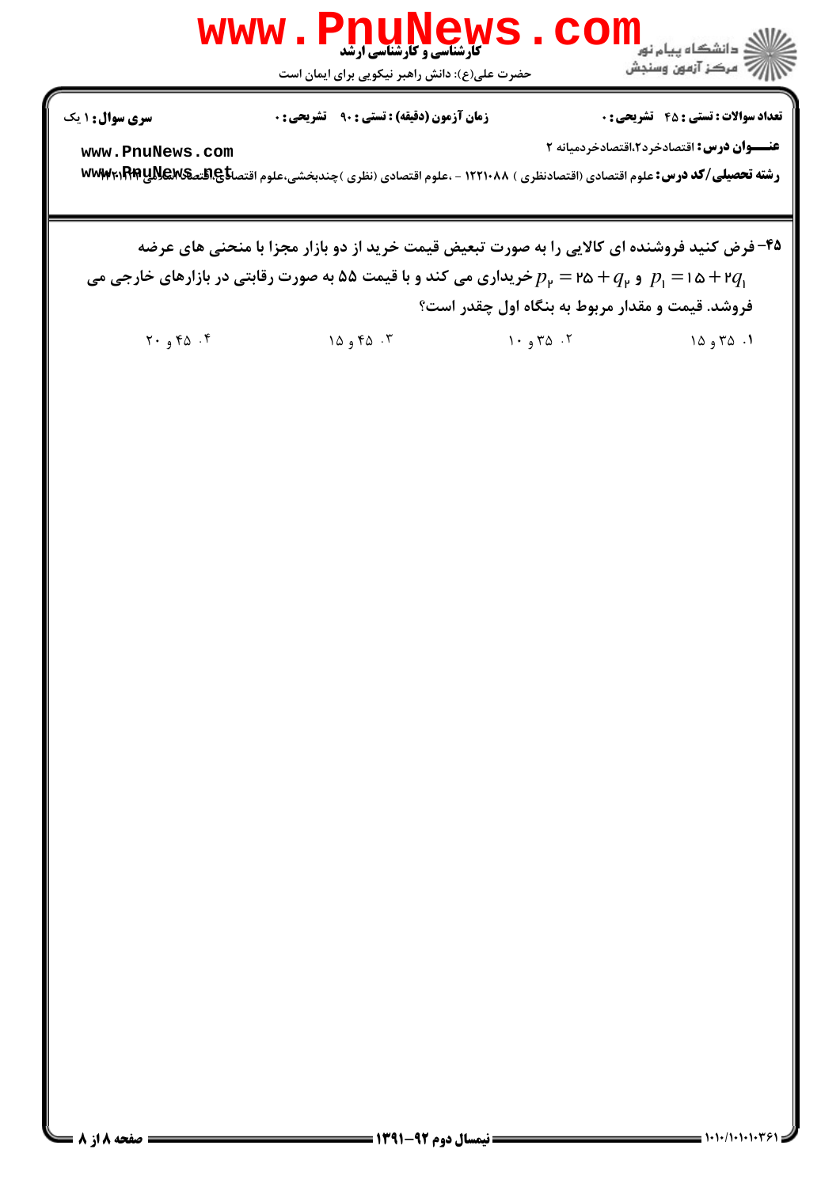کارشناسی و کارشناسی ارشد

حضرت علی(ع): دانش راهبر نیکویی برای ایمان است

**سری سوال:** ۱ یک | **زمان آزمون (دقیقه) : تستی :** ۹۰ **تشریحی :** ۰ | **تعداد سوالات : تستی :** ۴۵ **تشریحی :** ۰

**عنـــوان درس:** اقتصادخرد۲،اقتصادخردمیانه ۲

**رشته تحصیلی/کد درس:** علوم اقتصادی (اقتصادنظری ) ۱۲۲۱۰۸۸ - ،علوم اقتصادی (نظری )چندبخشی،علوم اقتصادی،اقتصاد اسلامی ۱۲۲۱۲۱۳

۴۵- فرض کنید فروشنده ای کالایی را به صورت تبعیض قیمت خرید از دو بازار مجزا با منحنی های عرضه $p_1 = 15 + 2q_1$ و $p_2 = 25 + q_2$ خریداری می کند و با قیمت ۵۵ به صورت رقابتی در بازارهای خارجی می فروشد. قیمت و مقدار مربوط به بنگاه اول چقدر است؟

۱. ۳۵ و ۱۵ &nbsp;&nbsp;&nbsp;&nbsp; ۲. ۳۵ و ۱۰ &nbsp;&nbsp;&nbsp;&nbsp; ۳. ۴۵ و ۱۵ &nbsp;&nbsp;&nbsp;&nbsp; ۴. ۴۵ و ۲۰